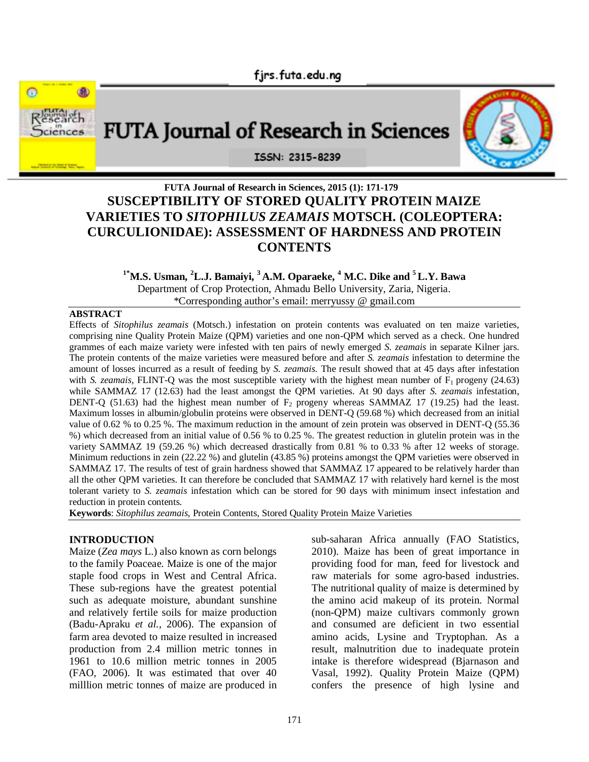FUTA Journal of Research in Sciences, 2015 (1): 171-179

# SUSCEPTIBILITY OF STORED QUALITY PROTEIN MAIZE VARIETIES TO *SITOPHILUS ZEAMAIS* MOTSCH. (COLEOPTERA: CURCULIONIDAE): ASSESSMENT OF HARDNESS AND PROTEIN CONTENTS

**[1*]M.S. Usman, [2]L.J. Bamaiyi, [3] A.M. Oparaeke, [4] M.C. Dike and [5] L.Y. Bawa**

Department of Crop Protection, Ahmadu Bello University, Zaria, Nigeria.

*Corresponding author's email: merryussy @ gmail.com

## ABSTRACT

Effects of *Sitophilus zeamais* (Motsch.) infestation on protein contents was evaluated on ten maize varieties, comprising nine Quality Protein Maize (QPM) varieties and one non-QPM which served as a check. One hundred grammes of each maize variety were infested with ten pairs of newly emerged *S. zeamais* in separate Kilner jars. The protein contents of the maize varieties were measured before and after *S. zeamais* infestation to determine the amount of losses incurred as a result of feeding by *S. zeamais.* The result showed that at 45 days after infestation with *S. zeamais,* FLINT-Q was the most susceptible variety with the highest mean number of $F_1$ progeny (24.63) while SAMMAZ 17 (12.63) had the least amongst the QPM varieties. At 90 days after *S. zeamais* infestation, DENT-Q (51.63) had the highest mean number of $F_2$ progeny whereas SAMMAZ 17 (19.25) had the least. Maximum losses in albumin/globulin proteins were observed in DENT-Q (59.68 %) which decreased from an initial value of 0.62 % to 0.25 %. The maximum reduction in the amount of zein protein was observed in DENT-Q (55.36 %) which decreased from an initial value of 0.56 % to 0.25 %. The greatest reduction in glutelin protein was in the variety SAMMAZ 19 (59.26 %) which decreased drastically from 0.81 % to 0.33 % after 12 weeks of storage. Minimum reductions in zein (22.22 %) and glutelin (43.85 %) proteins amongst the QPM varieties were observed in SAMMAZ 17. The results of test of grain hardness showed that SAMMAZ 17 appeared to be relatively harder than all the other QPM varieties. It can therefore be concluded that SAMMAZ 17 with relatively hard kernel is the most tolerant variety to *S. zeamais* infestation which can be stored for 90 days with minimum insect infestation and reduction in protein contents.

**Keywords**: *Sitophilus zeamais,* Protein Contents, Stored Quality Protein Maize Varieties

## INTRODUCTION

Maize (*Zea mays* L.) also known as corn belongs to the family Poaceae. Maize is one of the major staple food crops in West and Central Africa. These sub-regions have the greatest potential such as adequate moisture, abundant sunshine and relatively fertile soils for maize production (Badu-Apraku *et al.,* 2006). The expansion of farm area devoted to maize resulted in increased production from 2.4 million metric tonnes in 1961 to 10.6 million metric tonnes in 2005 (FAO, 2006). It was estimated that over 40 milllion metric tonnes of maize are produced in sub-saharan Africa annually (FAO Statistics, 2010). Maize has been of great importance in providing food for man, feed for livestock and raw materials for some agro-based industries. The nutritional quality of maize is determined by the amino acid makeup of its protein. Normal (non-QPM) maize cultivars commonly grown and consumed are deficient in two essential amino acids, Lysine and Tryptophan. As a result, malnutrition due to inadequate protein intake is therefore widespread (Bjarnason and Vasal, 1992). Quality Protein Maize (QPM) confers the presence of high lysine and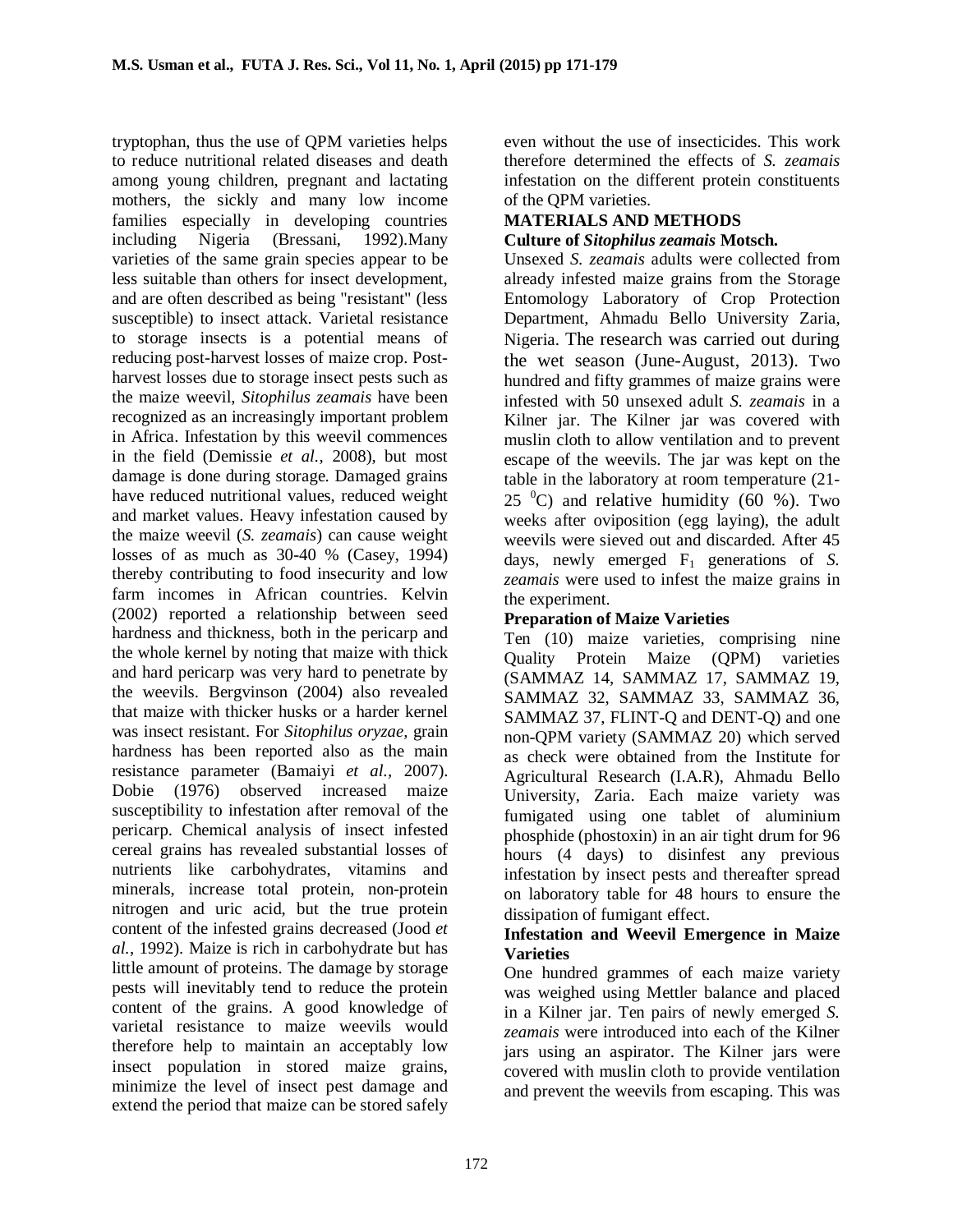tryptophan, thus the use of QPM varieties helps to reduce nutritional related diseases and death among young children, pregnant and lactating mothers, the sickly and many low income families especially in developing countries including Nigeria (Bressani, 1992).Many varieties of the same grain species appear to be less suitable than others for insect development, and are often described as being "resistant" (less susceptible) to insect attack. Varietal resistance to storage insects is a potential means of reducing post-harvest losses of maize crop. Post-harvest losses due to storage insect pests such as the maize weevil, *Sitophilus zeamais* have been recognized as an increasingly important problem in Africa. Infestation by this weevil commences in the field (Demissie *et al.*, 2008), but most damage is done during storage. Damaged grains have reduced nutritional values, reduced weight and market values. Heavy infestation caused by the maize weevil (*S. zeamais*) can cause weight losses of as much as 30-40 % (Casey, 1994) thereby contributing to food insecurity and low farm incomes in African countries. Kelvin (2002) reported a relationship between seed hardness and thickness, both in the pericarp and the whole kernel by noting that maize with thick and hard pericarp was very hard to penetrate by the weevils. Bergvinson (2004) also revealed that maize with thicker husks or a harder kernel was insect resistant. For *Sitophilus oryzae*, grain hardness has been reported also as the main resistance parameter (Bamaiyi *et al.,* 2007). Dobie (1976) observed increased maize susceptibility to infestation after removal of the pericarp. Chemical analysis of insect infested cereal grains has revealed substantial losses of nutrients like carbohydrates, vitamins and minerals, increase total protein, non-protein nitrogen and uric acid, but the true protein content of the infested grains decreased (Jood *et al.*, 1992). Maize is rich in carbohydrate but has little amount of proteins. The damage by storage pests will inevitably tend to reduce the protein content of the grains. A good knowledge of varietal resistance to maize weevils would therefore help to maintain an acceptably low insect population in stored maize grains, minimize the level of insect pest damage and extend the period that maize can be stored safely even without the use of insecticides. This work therefore determined the effects of *S. zeamais* infestation on the different protein constituents of the QPM varieties.

## MATERIALS AND METHODS

### Culture of *Sitophilus zeamais* Motsch.

Unsexed *S. zeamais* adults were collected from already infested maize grains from the Storage Entomology Laboratory of Crop Protection Department, Ahmadu Bello University Zaria, Nigeria. The research was carried out during the wet season (June-August, 2013). Two hundred and fifty grammes of maize grains were infested with 50 unsexed adult *S. zeamais* in a Kilner jar. The Kilner jar was covered with muslin cloth to allow ventilation and to prevent escape of the weevils. The jar was kept on the table in the laboratory at room temperature (21-25 $^0$C) and relative humidity (60 %). Two weeks after oviposition (egg laying), the adult weevils were sieved out and discarded. After 45 days, newly emerged $F_1$ generations of *S. zeamais* were used to infest the maize grains in the experiment.

### Preparation of Maize Varieties

Ten (10) maize varieties, comprising nine Quality Protein Maize (QPM) varieties (SAMMAZ 14, SAMMAZ 17, SAMMAZ 19, SAMMAZ 32, SAMMAZ 33, SAMMAZ 36, SAMMAZ 37, FLINT-Q and DENT-Q) and one non-QPM variety (SAMMAZ 20) which served as check were obtained from the Institute for Agricultural Research (I.A.R), Ahmadu Bello University, Zaria. Each maize variety was fumigated using one tablet of aluminium phosphide (phostoxin) in an air tight drum for 96 hours (4 days) to disinfest any previous infestation by insect pests and thereafter spread on laboratory table for 48 hours to ensure the dissipation of fumigant effect.

### Infestation and Weevil Emergence in Maize Varieties

One hundred grammes of each maize variety was weighed using Mettler balance and placed in a Kilner jar. Ten pairs of newly emerged *S. zeamais* were introduced into each of the Kilner jars using an aspirator. The Kilner jars were covered with muslin cloth to provide ventilation and prevent the weevils from escaping. This was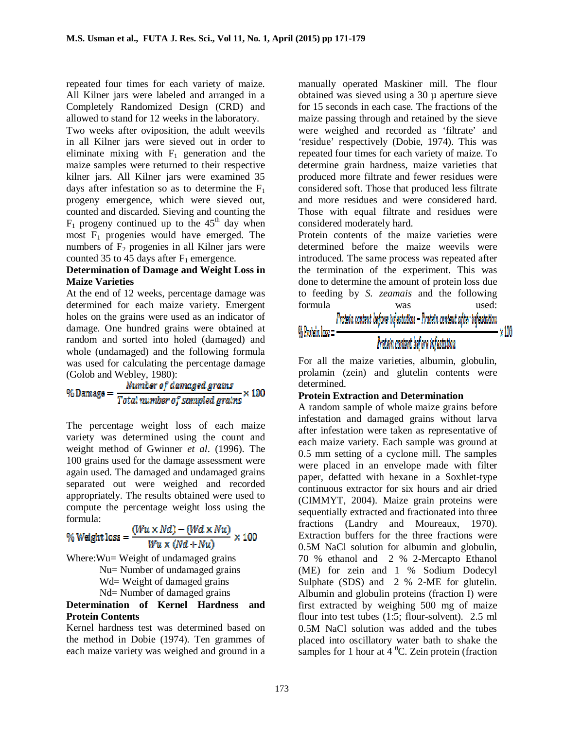repeated four times for each variety of maize. All Kilner jars were labeled and arranged in a Completely Randomized Design (CRD) and allowed to stand for 12 weeks in the laboratory.

Two weeks after oviposition, the adult weevils in all Kilner jars were sieved out in order to eliminate mixing with $F_1$ generation and the maize samples were returned to their respective kilner jars. All Kilner jars were examined 35 days after infestation so as to determine the $F_1$ progeny emergence, which were sieved out, counted and discarded. Sieving and counting the $F_1$ progeny continued up to the $45^{th}$ day when most $F_1$ progenies would have emerged. The numbers of $F_2$ progenies in all Kilner jars were counted 35 to 45 days after $F_1$ emergence.

### Determination of Damage and Weight Loss in Maize Varieties

At the end of 12 weeks, percentage damage was determined for each maize variety. Emergent holes on the grains were used as an indicator of damage. One hundred grains were obtained at random and sorted into holed (damaged) and whole (undamaged) and the following formula was used for calculating the percentage damage (Golob and Webley, 1980):

$$\% \text{Damage} = \frac{\text{Number of damaged grains}}{\text{Total number of sampled grains}} \times 100$$

The percentage weight loss of each maize variety was determined using the count and weight method of Gwinner *et al*. (1996). The 100 grains used for the damage assessment were again used. The damaged and undamaged grains separated out were weighed and recorded appropriately. The results obtained were used to compute the percentage weight loss using the formula:

$$\% \text{Weight loss} = \frac{(Wu \times Nd) - (Wd \times Nu)}{Wu \times (Nd + Nu)} \times 100$$

Where: Wu= Weight of undamaged grains
Nu= Number of undamaged grains
Wd= Weight of damaged grains
Nd= Number of damaged grains

### Determination of Kernel Hardness and Protein Contents

Kernel hardness test was determined based on the method in Dobie (1974). Ten grammes of each maize variety was weighed and ground in a manually operated Maskiner mill. The flour obtained was sieved using a 30 µ aperture sieve for 15 seconds in each case. The fractions of the maize passing through and retained by the sieve were weighed and recorded as 'filtrate' and 'residue' respectively (Dobie, 1974). This was repeated four times for each variety of maize. To determine grain hardness, maize varieties that produced more filtrate and fewer residues were considered soft. Those that produced less filtrate and more residues and were considered hard. Those with equal filtrate and residues were considered moderately hard.

Protein contents of the maize varieties were determined before the maize weevils were introduced. The same process was repeated after the termination of the experiment. This was done to determine the amount of protein loss due to feeding by *S. zeamais* and the following formula was used:

$$\% \text{Protein loss} = \frac{\text{Protein content before infestation} - \text{Protein content after infestation}}{\text{Protein content before infestation}} \times 100$$

For all the maize varieties, albumin, globulin, prolamin (zein) and glutelin contents were determined.

### Protein Extraction and Determination

A random sample of whole maize grains before infestation and damaged grains without larva after infestation were taken as representative of each maize variety. Each sample was ground at 0.5 mm setting of a cyclone mill. The samples were placed in an envelope made with filter paper, defatted with hexane in a Soxhlet-type continuous extractor for six hours and air dried (CIMMYT, 2004). Maize grain proteins were sequentially extracted and fractionated into three fractions (Landry and Moureaux, 1970). Extraction buffers for the three fractions were 0.5M NaCl solution for albumin and globulin, 70 % ethanol and 2 % 2-Mercapto Ethanol (ME) for zein and 1 % Sodium Dodecyl Sulphate (SDS) and 2 % 2-ME for glutelin. Albumin and globulin proteins (fraction I) were first extracted by weighing 500 mg of maize flour into test tubes (1:5; flour-solvent). 2.5 ml 0.5M NaCl solution was added and the tubes placed into oscillatory water bath to shake the samples for 1 hour at 4 $^0$C. Zein protein (fraction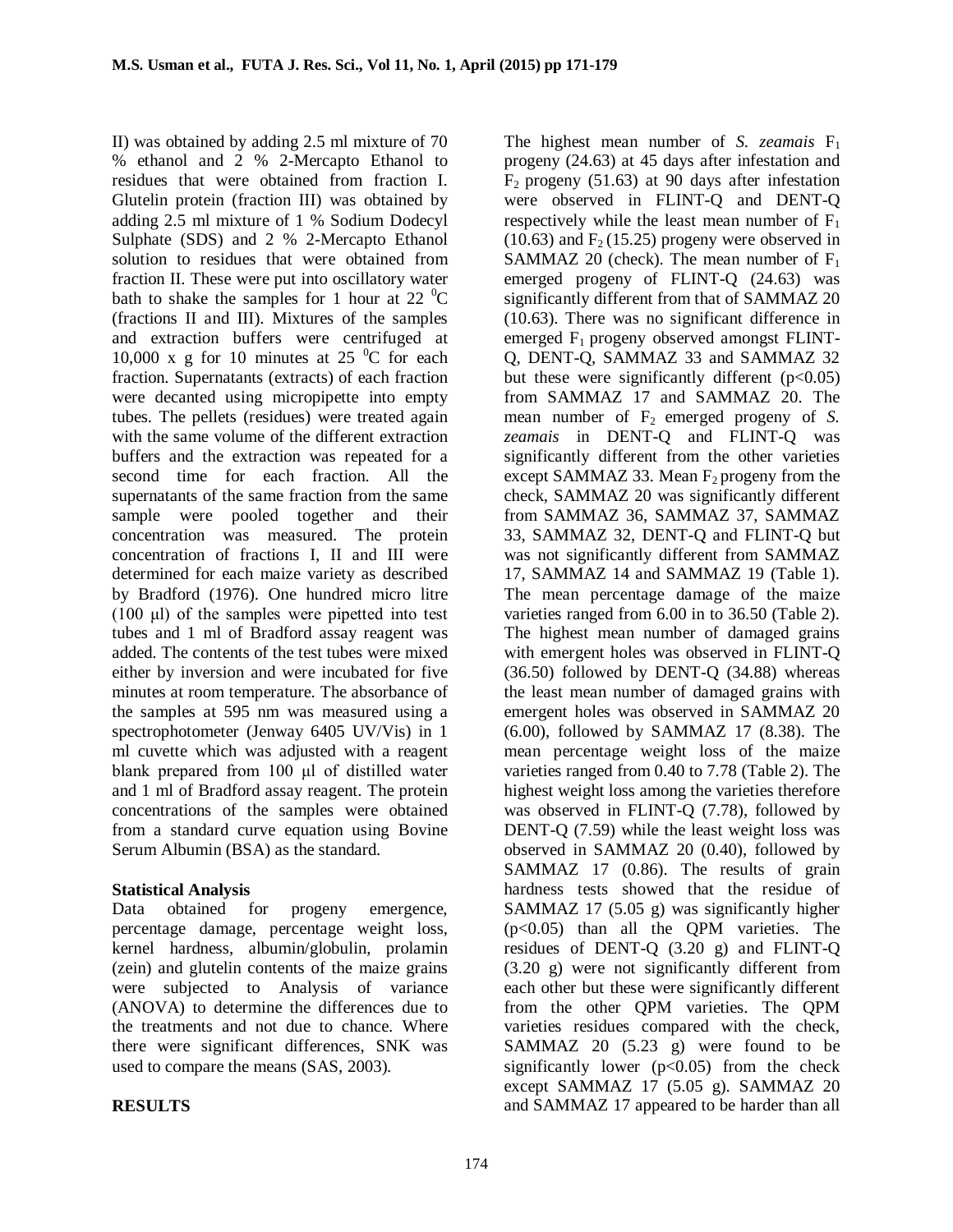II) was obtained by adding 2.5 ml mixture of 70 % ethanol and 2 % 2-Mercapto Ethanol to residues that were obtained from fraction I. Glutelin protein (fraction III) was obtained by adding 2.5 ml mixture of 1 % Sodium Dodecyl Sulphate (SDS) and 2 % 2-Mercapto Ethanol solution to residues that were obtained from fraction II. These were put into oscillatory water bath to shake the samples for 1 hour at 22 $^0$C (fractions II and III). Mixtures of the samples and extraction buffers were centrifuged at 10,000 x g for 10 minutes at 25 $^0$C for each fraction. Supernatants (extracts) of each fraction were decanted using micropipette into empty tubes. The pellets (residues) were treated again with the same volume of the different extraction buffers and the extraction was repeated for a second time for each fraction. All the supernatants of the same fraction from the same sample were pooled together and their concentration was measured. The protein concentration of fractions I, II and III were determined for each maize variety as described by Bradford (1976). One hundred micro litre (100 µl) of the samples were pipetted into test tubes and 1 ml of Bradford assay reagent was added. The contents of the test tubes were mixed either by inversion and were incubated for five minutes at room temperature. The absorbance of the samples at 595 nm was measured using a spectrophotometer (Jenway 6405 UV/Vis) in 1 ml cuvette which was adjusted with a reagent blank prepared from 100 µl of distilled water and 1 ml of Bradford assay reagent. The protein concentrations of the samples were obtained from a standard curve equation using Bovine Serum Albumin (BSA) as the standard.

**Statistical Analysis**

Data obtained for progeny emergence, percentage damage, percentage weight loss, kernel hardness, albumin/globulin, prolamin (zein) and glutelin contents of the maize grains were subjected to Analysis of variance (ANOVA) to determine the differences due to the treatments and not due to chance. Where there were significant differences, SNK was used to compare the means (SAS, 2003).

## RESULTS

The highest mean number of *S. zeamais* $F_1$ progeny (24.63) at 45 days after infestation and $F_2$ progeny (51.63) at 90 days after infestation were observed in FLINT-Q and DENT-Q respectively while the least mean number of $F_1$ (10.63) and $F_2$ (15.25) progeny were observed in SAMMAZ 20 (check). The mean number of $F_1$ emerged progeny of FLINT-Q (24.63) was significantly different from that of SAMMAZ 20 (10.63). There was no significant difference in emerged $F_1$ progeny observed amongst FLINT-Q, DENT-Q, SAMMAZ 33 and SAMMAZ 32 but these were significantly different ($p<0.05$) from SAMMAZ 17 and SAMMAZ 20. The mean number of $F_2$ emerged progeny of *S. zeamais* in DENT-Q and FLINT-Q was significantly different from the other varieties except SAMMAZ 33. Mean $F_2$ progeny from the check, SAMMAZ 20 was significantly different from SAMMAZ 36, SAMMAZ 37, SAMMAZ 33, SAMMAZ 32, DENT-Q and FLINT-Q but was not significantly different from SAMMAZ 17, SAMMAZ 14 and SAMMAZ 19 (Table 1). The mean percentage damage of the maize varieties ranged from 6.00 in to 36.50 (Table 2). The highest mean number of damaged grains with emergent holes was observed in FLINT-Q (36.50) followed by DENT-Q (34.88) whereas the least mean number of damaged grains with emergent holes was observed in SAMMAZ 20 (6.00), followed by SAMMAZ 17 (8.38). The mean percentage weight loss of the maize varieties ranged from 0.40 to 7.78 (Table 2). The highest weight loss among the varieties therefore was observed in FLINT-Q (7.78), followed by DENT-Q (7.59) while the least weight loss was observed in SAMMAZ 20 (0.40), followed by SAMMAZ 17 (0.86). The results of grain hardness tests showed that the residue of SAMMAZ 17 (5.05 g) was significantly higher ($p<0.05$) than all the QPM varieties. The residues of DENT-Q (3.20 g) and FLINT-Q (3.20 g) were not significantly different from each other but these were significantly different from the other QPM varieties. The QPM varieties residues compared with the check, SAMMAZ 20 (5.23 g) were found to be significantly lower ($p<0.05$) from the check except SAMMAZ 17 (5.05 g). SAMMAZ 20 and SAMMAZ 17 appeared to be harder than all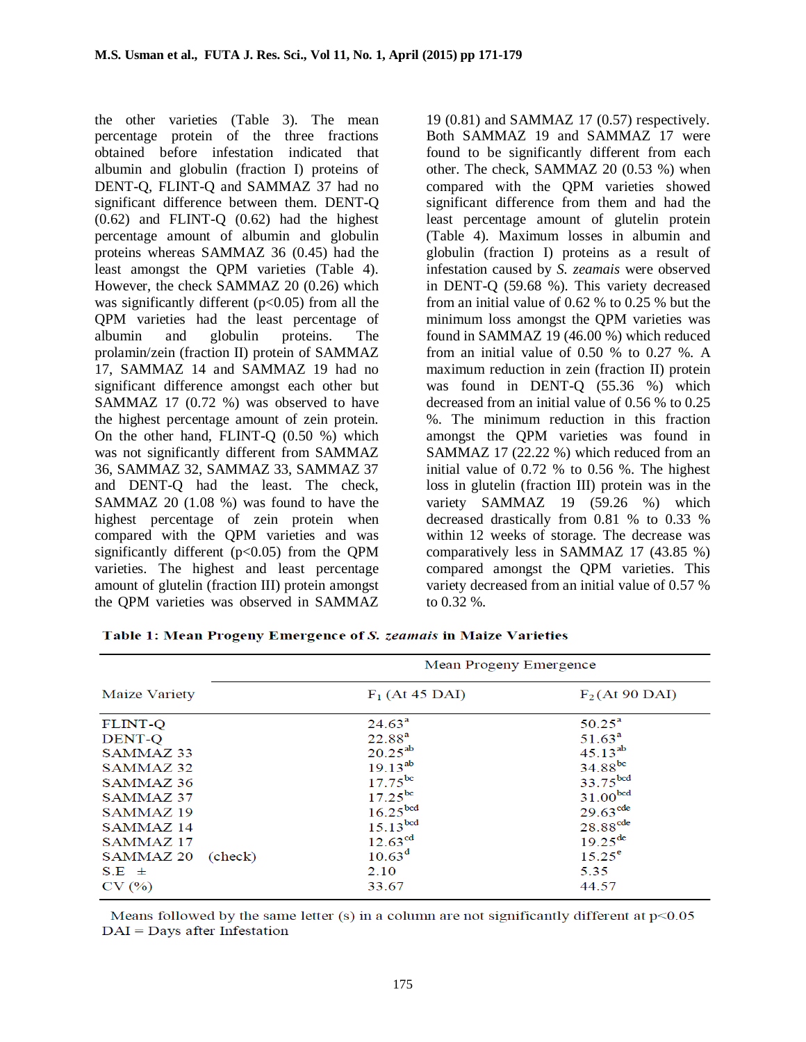the other varieties (Table 3). The mean percentage protein of the three fractions obtained before infestation indicated that albumin and globulin (fraction I) proteins of DENT-Q, FLINT-Q and SAMMAZ 37 had no significant difference between them. DENT-Q (0.62) and FLINT-Q (0.62) had the highest percentage amount of albumin and globulin proteins whereas SAMMAZ 36 (0.45) had the least amongst the QPM varieties (Table 4). However, the check SAMMAZ 20 (0.26) which was significantly different ($p<0.05$) from all the QPM varieties had the least percentage of albumin and globulin proteins. The prolamin/zein (fraction II) protein of SAMMAZ 17, SAMMAZ 14 and SAMMAZ 19 had no significant difference amongst each other but SAMMAZ 17 (0.72 %) was observed to have the highest percentage amount of zein protein. On the other hand, FLINT-Q (0.50 %) which was not significantly different from SAMMAZ 36, SAMMAZ 32, SAMMAZ 33, SAMMAZ 37 and DENT-Q had the least. The check, SAMMAZ 20 (1.08 %) was found to have the highest percentage of zein protein when compared with the QPM varieties and was significantly different ($p<0.05$) from the QPM varieties. The highest and least percentage amount of glutelin (fraction III) protein amongst the QPM varieties was observed in SAMMAZ 19 (0.81) and SAMMAZ 17 (0.57) respectively. Both SAMMAZ 19 and SAMMAZ 17 were found to be significantly different from each other. The check, SAMMAZ 20 (0.53 %) when compared with the QPM varieties showed significant difference from them and had the least percentage amount of glutelin protein (Table 4). Maximum losses in albumin and globulin (fraction I) proteins as a result of infestation caused by *S. zeamais* were observed in DENT-Q (59.68 %). This variety decreased from an initial value of 0.62 % to 0.25 % but the minimum loss amongst the QPM varieties was found in SAMMAZ 19 (46.00 %) which reduced from an initial value of 0.50 % to 0.27 %. A maximum reduction in zein (fraction II) protein was found in DENT-Q (55.36 %) which decreased from an initial value of 0.56 % to 0.25 %. The minimum reduction in this fraction amongst the QPM varieties was found in SAMMAZ 17 (22.22 %) which reduced from an initial value of 0.72 % to 0.56 %. The highest loss in glutelin (fraction III) protein was in the variety SAMMAZ 19 (59.26 %) which decreased drastically from 0.81 % to 0.33 % within 12 weeks of storage. The decrease was comparatively less in SAMMAZ 17 (43.85 %) compared amongst the QPM varieties. This variety decreased from an initial value of 0.57 % to 0.32 %.

**Table 1: Mean Progeny Emergence of *S. zeamais* in Maize Varieties**

| Maize Variety | Mean Progeny Emergence | |
|---|---|---|
| | $F_1$ (At 45 DAI) | $F_2$ (At 90 DAI) |
| FLINT-Q | 24.63[a] | 50.25[a] |
| DENT-Q | 22.88[a] | 51.63[a] |
| SAMMAZ 33 | 20.25[ab] | 45.13[ab] |
| SAMMAZ 32 | 19.13[ab] | 34.88[bc] |
| SAMMAZ 36 | 17.75[bc] | 33.75[bcd] |
| SAMMAZ 37 | 17.25[bc] | 31.00[bcd] |
| SAMMAZ 19 | 16.25[bcd] | 29.63[cde] |
| SAMMAZ 14 | 15.13[bcd] | 28.88[cde] |
| SAMMAZ 17 | 12.63[cd] | 19.25[de] |
| SAMMAZ 20 (check) | 10.63[d] | 15.25[e] |
| S.E ± | 2.10 | 5.35 |
| CV (%) | 33.67 | 44.57 |

Means followed by the same letter (s) in a column are not significantly different at $p<0.05$
DAI = Days after Infestation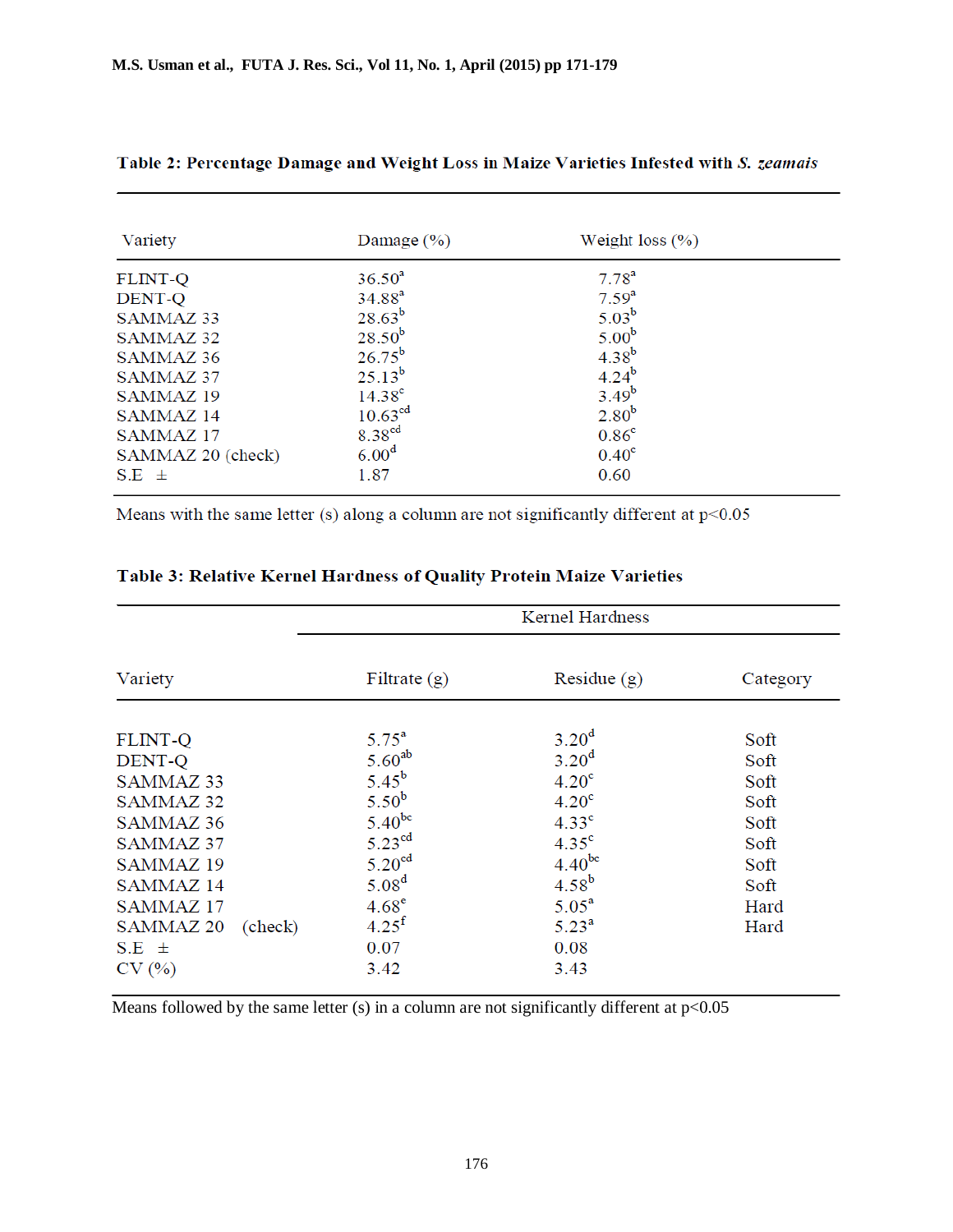**Table 2: Percentage Damage and Weight Loss in Maize Varieties Infested with *S. zeamais***

| Variety | Damage (%) | Weight loss (%) |
|---|---|---|
| FLINT-Q | $36.50^{a}$ | $7.78^{a}$ |
| DENT-Q | $34.88^{a}$ | $7.59^{a}$ |
| SAMMAZ 33 | $28.63^{b}$ | $5.03^{b}$ |
| SAMMAZ 32 | $28.50^{b}$ | $5.00^{b}$ |
| SAMMAZ 36 | $26.75^{b}$ | $4.38^{b}$ |
| SAMMAZ 37 | $25.13^{b}$ | $4.24^{b}$ |
| SAMMAZ 19 | $14.38^{c}$ | $3.49^{b}$ |
| SAMMAZ 14 | $10.63^{cd}$ | $2.80^{b}$ |
| SAMMAZ 17 | $8.38^{cd}$ | $0.86^{c}$ |
| SAMMAZ 20 (check) | $6.00^{d}$ | $0.40^{c}$ |
| S.E ± | 1.87 | 0.60 |

Means with the same letter (s) along a column are not significantly different at $p<0.05$

**Table 3: Relative Kernel Hardness of Quality Protein Maize Varieties**

| | Kernel Hardness | | |
|---|---|---|---|
| Variety | Filtrate (g) | Residue (g) | Category |
| FLINT-Q | $5.75^{a}$ | $3.20^{d}$ | Soft |
| DENT-Q | $5.60^{ab}$ | $3.20^{d}$ | Soft |
| SAMMAZ 33 | $5.45^{b}$ | $4.20^{c}$ | Soft |
| SAMMAZ 32 | $5.50^{b}$ | $4.20^{c}$ | Soft |
| SAMMAZ 36 | $5.40^{bc}$ | $4.33^{c}$ | Soft |
| SAMMAZ 37 | $5.23^{cd}$ | $4.35^{c}$ | Soft |
| SAMMAZ 19 | $5.20^{cd}$ | $4.40^{bc}$ | Soft |
| SAMMAZ 14 | $5.08^{d}$ | $4.58^{b}$ | Soft |
| SAMMAZ 17 | $4.68^{e}$ | $5.05^{a}$ | Hard |
| SAMMAZ 20 (check) | $4.25^{f}$ | $5.23^{a}$ | Hard |
| S.E ± | 0.07 | 0.08 | |
| CV (%) | 3.42 | 3.43 | |

Means followed by the same letter (s) in a column are not significantly different at $p<0.05$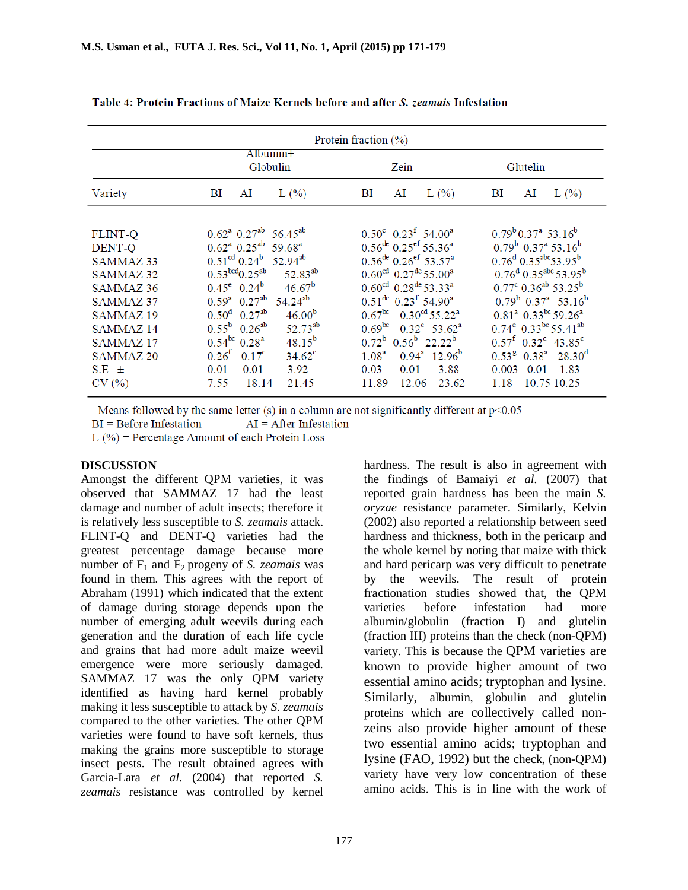**Table 4: Protein Fractions of Maize Kernels before and after *S. zeamais* Infestation**

| Variety | Protein fraction (%) | | | | | | | | |
|---|---|---|---|---|---|---|---|---|---|
| | Albumin+ Globulin | | | Zein | | | Glutelin | | |
| | BI | AI | L (%) | BI | AI | L (%) | BI | AI | L (%) |
| FLINT-Q | 0.62[a] | 0.27[ab] | 56.45[ab] | 0.50[e] | 0.23[f] | 54.00[a] | 0.79[b] | 0.37[a] | 53.16[b] |
| DENT-Q | 0.62[a] | 0.25[ab] | 59.68[a] | 0.56[de] | 0.25[ef] | 55.36[a] | 0.79[b] | 0.37[a] | 53.16[b] |
| SAMMAZ 33 | 0.51[cd] | 0.24[b] | 52.94[ab] | 0.56[de] | 0.26[ef] | 53.57[a] | 0.76[d] | 0.35[abc] | 53.95[b] |
| SAMMAZ 32 | 0.53[bcd] | 0.25[ab] | 52.83[ab] | 0.60[cd] | 0.27[de] | 55.00[a] | 0.76[d] | 0.35[abc] | 53.95[b] |
| SAMMAZ 36 | 0.45[e] | 0.24[b] | 46.67[b] | 0.60[cd] | 0.28[de] | 53.33[a] | 0.77[c] | 0.36[ab] | 53.25[b] |
| SAMMAZ 37 | 0.59[a] | 0.27[ab] | 54.24[ab] | 0.51[de] | 0.23[f] | 54.90[a] | 0.79[b] | 0.37[a] | 53.16[b] |
| SAMMAZ 19 | 0.50[d] | 0.27[ab] | 46.00[b] | 0.67[bc] | 0.30[cd] | 55.22[a] | 0.81[a] | 0.33[bc] | 59.26[a] |
| SAMMAZ 14 | 0.55[b] | 0.26[ab] | 52.73[ab] | 0.69[bc] | 0.32[c] | 53.62[a] | 0.74[e] | 0.33[bc] | 55.41[ab] |
| SAMMAZ 17 | 0.54[bc] | 0.28[a] | 48.15[b] | 0.72[b] | 0.56[b] | 22.22[b] | 0.57[f] | 0.32[c] | 43.85[c] |
| SAMMAZ 20 | 0.26[f] | 0.17[c] | 34.62[c] | 1.08[a] | 0.94[a] | 12.96[b] | 0.53[g] | 0.38[a] | 28.30[d] |
| S.E ± | 0.01 | 0.01 | 3.92 | 0.03 | 0.01 | 3.88 | 0.003 | 0.01 | 1.83 |
| CV (%) | 7.55 | 18.14 | 21.45 | 11.89 | 12.06 | 23.62 | 1.18 | 10.75 | 10.25 |

Means followed by the same letter (s) in a column are not significantly different at $p<0.05$

BI = Before Infestation AI = After Infestation

L (%) = Percentage Amount of each Protein Loss

## DISCUSSION

Amongst the different QPM varieties, it was observed that SAMMAZ 17 had the least damage and number of adult insects; therefore it is relatively less susceptible to *S. zeamais* attack. FLINT-Q and DENT-Q varieties had the greatest percentage damage because more number of $F_1$ and $F_2$ progeny of *S. zeamais* was found in them. This agrees with the report of Abraham (1991) which indicated that the extent of damage during storage depends upon the number of emerging adult weevils during each generation and the duration of each life cycle and grains that had more adult maize weevil emergence were more seriously damaged. SAMMAZ 17 was the only QPM variety identified as having hard kernel probably making it less susceptible to attack by *S. zeamais* compared to the other varieties. The other QPM varieties were found to have soft kernels, thus making the grains more susceptible to storage insect pests. The result obtained agrees with Garcia-Lara *et al.* (2004) that reported *S. zeamais* resistance was controlled by kernel hardness. The result is also in agreement with the findings of Bamaiyi *et al.* (2007) that reported grain hardness has been the main *S. oryzae* resistance parameter. Similarly, Kelvin (2002) also reported a relationship between seed hardness and thickness, both in the pericarp and the whole kernel by noting that maize with thick and hard pericarp was very difficult to penetrate by the weevils. The result of protein fractionation studies showed that, the QPM varieties before infestation had more albumin/globulin (fraction I) and glutelin (fraction III) proteins than the check (non-QPM) variety. This is because the QPM varieties are known to provide higher amount of two essential amino acids; tryptophan and lysine. Similarly, albumin, globulin and glutelin proteins which are collectively called non-zeins also provide higher amount of these two essential amino acids; tryptophan and lysine (FAO, 1992) but the check, (non-QPM) variety have very low concentration of these amino acids. This is in line with the work of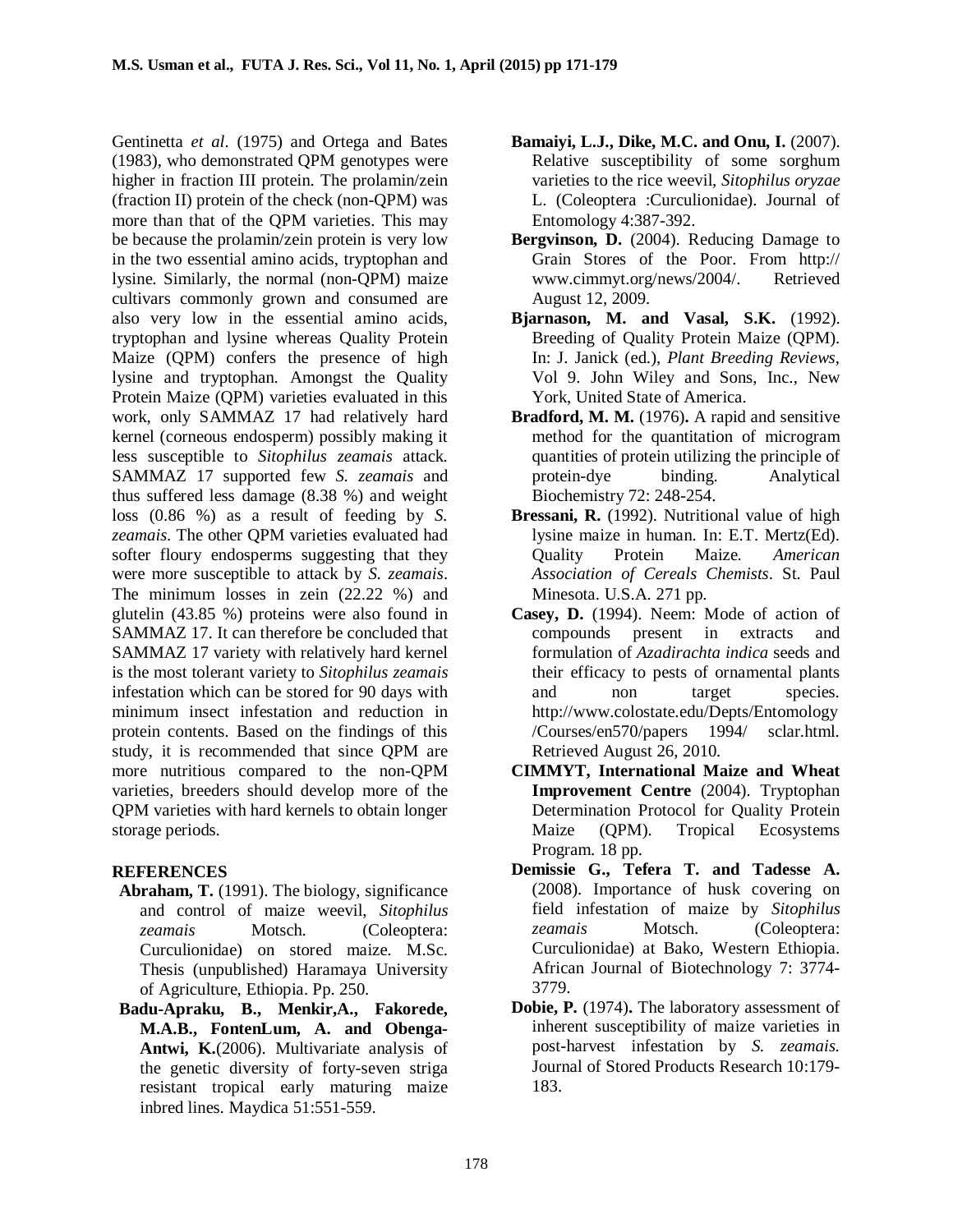Gentinetta *et al*. (1975) and Ortega and Bates (1983), who demonstrated QPM genotypes were higher in fraction III protein. The prolamin/zein (fraction II) protein of the check (non-QPM) was more than that of the QPM varieties. This may be because the prolamin/zein protein is very low in the two essential amino acids, tryptophan and lysine. Similarly, the normal (non-QPM) maize cultivars commonly grown and consumed are also very low in the essential amino acids, tryptophan and lysine whereas Quality Protein Maize (QPM) confers the presence of high lysine and tryptophan. Amongst the Quality Protein Maize (QPM) varieties evaluated in this work, only SAMMAZ 17 had relatively hard kernel (corneous endosperm) possibly making it less susceptible to *Sitophilus zeamais* attack. SAMMAZ 17 supported few *S. zeamais* and thus suffered less damage (8.38 %) and weight loss (0.86 %) as a result of feeding by *S. zeamais*. The other QPM varieties evaluated had softer floury endosperms suggesting that they were more susceptible to attack by *S. zeamais*. The minimum losses in zein (22.22 %) and glutelin (43.85 %) proteins were also found in SAMMAZ 17. It can therefore be concluded that SAMMAZ 17 variety with relatively hard kernel is the most tolerant variety to *Sitophilus zeamais* infestation which can be stored for 90 days with minimum insect infestation and reduction in protein contents. Based on the findings of this study, it is recommended that since QPM are more nutritious compared to the non-QPM varieties, breeders should develop more of the QPM varieties with hard kernels to obtain longer storage periods.

## REFERENCES

**Abraham, T.** (1991). The biology, significance and control of maize weevil, *Sitophilus zeamais* Motsch. (Coleoptera: Curculionidae) on stored maize. M.Sc. Thesis (unpublished) Haramaya University of Agriculture, Ethiopia. Pp. 250.

**Badu-Apraku, B., Menkir,A., Fakorede, M.A.B., FontenLum, A. and Obenga-Antwi, K.**(2006). Multivariate analysis of the genetic diversity of forty-seven striga resistant tropical early maturing maize inbred lines. Maydica 51:551-559.

**Bamaiyi, L.J., Dike, M.C. and Onu, I.** (2007). Relative susceptibility of some sorghum varieties to the rice weevil, *Sitophilus oryzae* L. (Coleoptera :Curculionidae). Journal of Entomology 4:387-392.

**Bergvinson, D.** (2004). Reducing Damage to Grain Stores of the Poor. From http:// www.cimmyt.org/news/2004/. Retrieved August 12, 2009.

**Bjarnason, M. and Vasal, S.K.** (1992). Breeding of Quality Protein Maize (QPM). In: J. Janick (ed.), *Plant Breeding Reviews*, Vol 9. John Wiley and Sons, Inc., New York, United State of America.

**Bradford, M. M.** (1976)**.** A rapid and sensitive method for the quantitation of microgram quantities of protein utilizing the principle of protein-dye binding. Analytical Biochemistry 72: 248-254.

**Bressani, R.** (1992). Nutritional value of high lysine maize in human. In: E.T. Mertz(Ed). Quality Protein Maize. *American Association of Cereals Chemists*. St. Paul Minesota. U.S.A. 271 pp.

**Casey, D.** (1994). Neem: Mode of action of compounds present in extracts and formulation of *Azadirachta indica* seeds and their efficacy to pests of ornamental plants and non target species. http://www.colostate.edu/Depts/Entomology /Courses/en570/papers 1994/ sclar.html. Retrieved August 26, 2010.

**CIMMYT, International Maize and Wheat Improvement Centre** (2004). Tryptophan Determination Protocol for Quality Protein Maize (QPM). Tropical Ecosystems Program. 18 pp.

**Demissie G., Tefera T. and Tadesse A.** (2008). Importance of husk covering on field infestation of maize by *Sitophilus zeamais* Motsch. (Coleoptera: Curculionidae) at Bako, Western Ethiopia. African Journal of Biotechnology 7: 3774-3779.

**Dobie, P.** (1974)**.** The laboratory assessment of inherent susceptibility of maize varieties in post-harvest infestation by *S. zeamais.* Journal of Stored Products Research 10:179-183.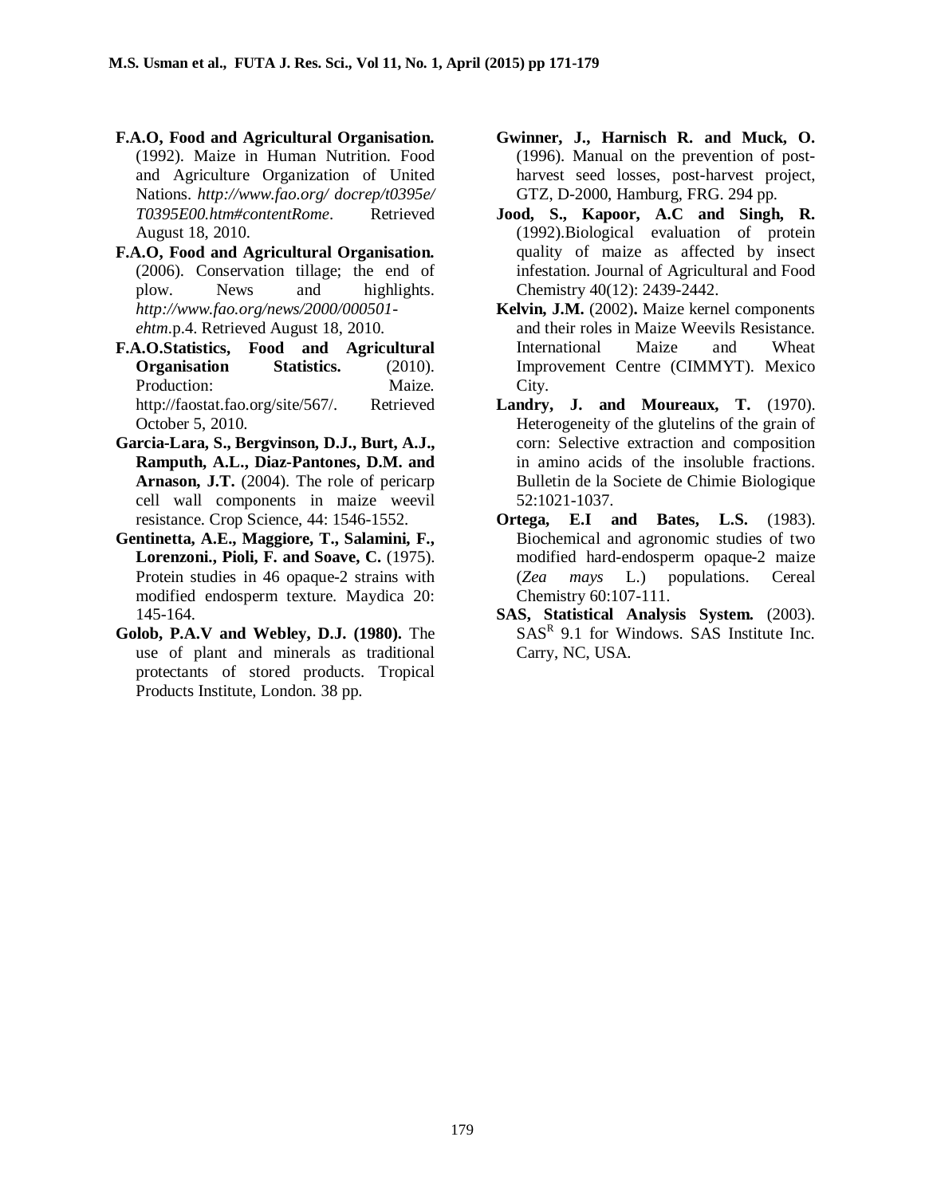**F.A.O, Food and Agricultural Organisation.** (1992). Maize in Human Nutrition. Food and Agriculture Organization of United Nations. *http://www.fao.org/ docrep/t0395e/ T0395E00.htm#contentRome*. Retrieved August 18, 2010.

**F.A.O, Food and Agricultural Organisation.** (2006). Conservation tillage; the end of plow. News and highlights. *http://www.fao.org/news/2000/000501-ehtm*.p.4. Retrieved August 18, 2010.

**F.A.O.Statistics, Food and Agricultural Organisation Statistics.** (2010). Production: Maize. http://faostat.fao.org/site/567/. Retrieved October 5, 2010.

**Garcia-Lara, S., Bergvinson, D.J., Burt, A.J., Ramputh, A.L., Diaz-Pantones, D.M. and Arnason, J.T.** (2004). The role of pericarp cell wall components in maize weevil resistance. Crop Science, 44: 1546-1552.

**Gentinetta, A.E., Maggiore, T., Salamini, F., Lorenzoni., Pioli, F. and Soave, C.** (1975). Protein studies in 46 opaque-2 strains with modified endosperm texture. Maydica 20: 145-164.

**Golob, P.A.V and Webley, D.J. (1980).** The use of plant and minerals as traditional protectants of stored products. Tropical Products Institute, London. 38 pp.

**Gwinner, J., Harnisch R. and Muck, O.** (1996). Manual on the prevention of post-harvest seed losses, post-harvest project, GTZ, D-2000, Hamburg, FRG. 294 pp.

**Jood, S., Kapoor, A.C and Singh, R.** (1992).Biological evaluation of protein quality of maize as affected by insect infestation. Journal of Agricultural and Food Chemistry 40(12): 2439-2442.

**Kelvin, J.M.** (2002)**.** Maize kernel components and their roles in Maize Weevils Resistance. International Maize and Wheat Improvement Centre (CIMMYT). Mexico City.

**Landry, J. and Moureaux, T.** (1970). Heterogeneity of the glutelins of the grain of corn: Selective extraction and composition in amino acids of the insoluble fractions. Bulletin de la Societe de Chimie Biologique 52:1021-1037.

**Ortega, E.I and Bates, L.S.** (1983). Biochemical and agronomic studies of two modified hard-endosperm opaque-2 maize (*Zea mays* L.) populations. Cereal Chemistry 60:107-111.

**SAS, Statistical Analysis System.** (2003). SAS$^{R}$ 9.1 for Windows. SAS Institute Inc. Carry, NC, USA.